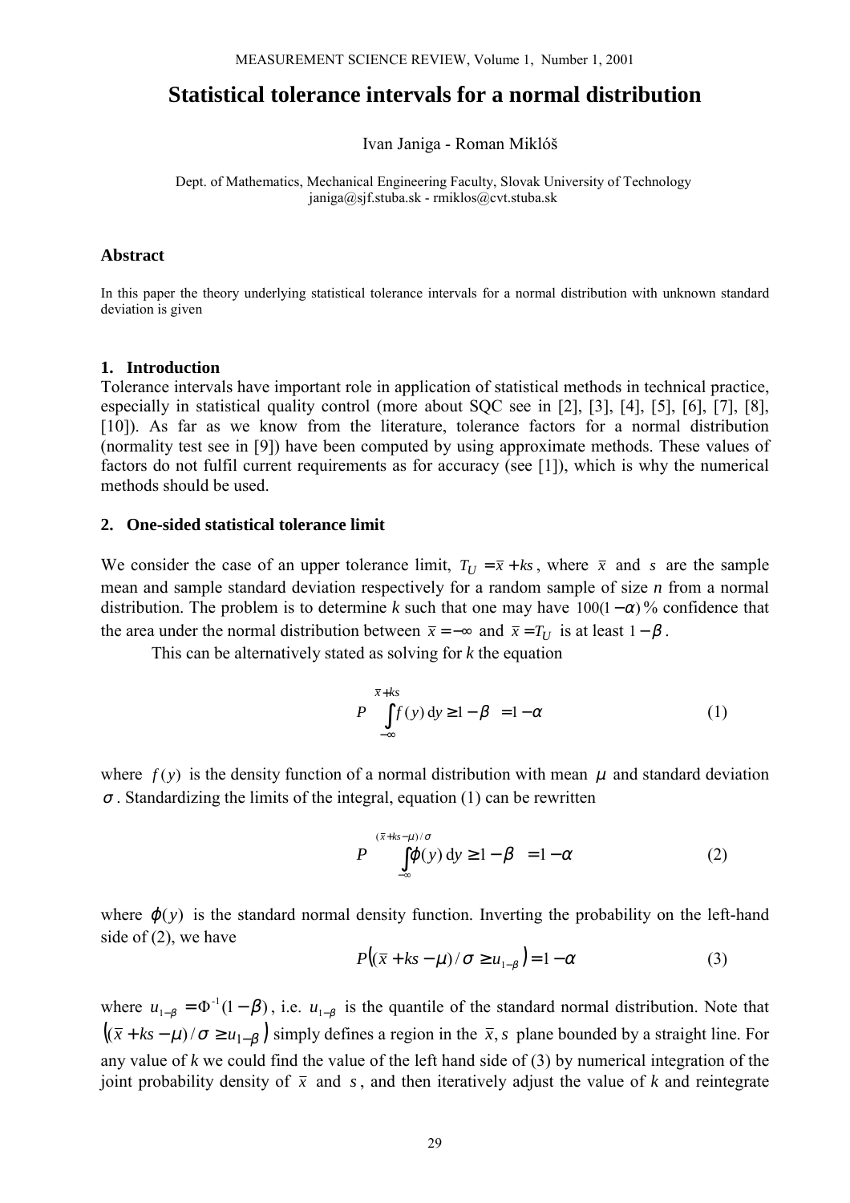# Statistical tolerance intervals for a normal distribution

Ivan Janiga - Roman Miklóš

Dept. of Mathematics, Mechanical Engineering Faculty, Slovak University of Technology
janiga@sjf.stuba.sk - rmiklos@cvt.stuba.sk

### Abstract

In this paper the theory underlying statistical tolerance intervals for a normal distribution with unknown standard deviation is given

### 1. Introduction

Tolerance intervals have important role in application of statistical methods in technical practice, especially in statistical quality control (more about SQC see in [2], [3], [4], [5], [6], [7], [8], [10]). As far as we know from the literature, tolerance factors for a normal distribution (normality test see in [9]) have been computed by using approximate methods. These values of factors do not fulfil current requirements as for accuracy (see [1]), which is why the numerical methods should be used.

### 2. One-sided statistical tolerance limit

We consider the case of an upper tolerance limit, $T_U = \bar{x} + ks$, where $\bar{x}$ and $s$ are the sample mean and sample standard deviation respectively for a random sample of size *n* from a normal distribution. The problem is to determine *k* such that one may have $100(1-\alpha)\%$ confidence that the area under the normal distribution between $\bar{x} = -\infty$ and $\bar{x} = T_U$ is at least $1-\beta$.

This can be alternatively stated as solving for *k* the equation

$$P\left(\int_{-\infty}^{\bar{x}+ks} f(y)\,\mathrm{d}y \geq 1-\beta\right) = 1-\alpha \tag{1}$$

where $f(y)$ is the density function of a normal distribution with mean $\mu$ and standard deviation $\sigma$. Standardizing the limits of the integral, equation (1) can be rewritten

$$P\left(\int_{-\infty}^{(\bar{x}+ks-\mu)/\sigma} \varphi(y)\,\mathrm{d}y \geq 1-\beta\right) = 1-\alpha \tag{2}$$

where $\varphi(y)$ is the standard normal density function. Inverting the probability on the left-hand side of (2), we have

$$P\left((\bar{x}+ks-\mu)/\sigma \geq u_{1-\beta}\right) = 1-\alpha \tag{3}$$

where $u_{1-\beta} = \Phi^{-1}(1-\beta)$, i.e. $u_{1-\beta}$ is the quantile of the standard normal distribution. Note that $\left((\bar{x}+ks-\mu)/\sigma \geq u_{1-\beta}\right)$ simply defines a region in the $\bar{x}, s$ plane bounded by a straight line. For any value of *k* we could find the value of the left hand side of (3) by numerical integration of the joint probability density of $\bar{x}$ and $s$, and then iteratively adjust the value of *k* and reintegrate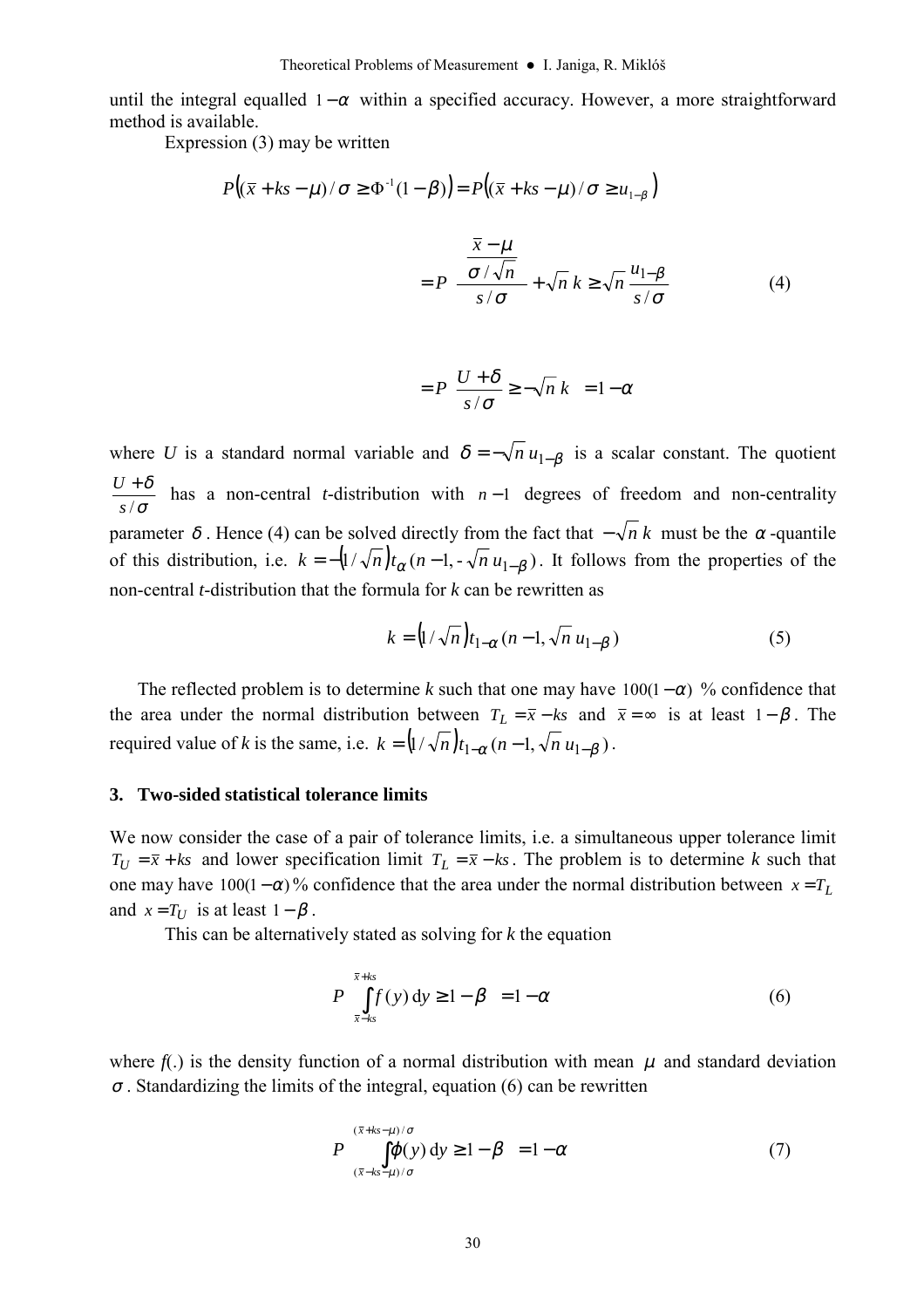until the integral equalled $1-\alpha$ within a specified accuracy. However, a more straightforward method is available.

Expression (3) may be written

$$P\left((\bar{x}+ks-\mu)/\sigma \geq \Phi^{-1}(1-\beta)\right) = P\left((\bar{x}+ks-\mu)/\sigma \geq u_{1-\beta}\right)$$

$$= P\left(\frac{\dfrac{\bar{x}-\mu}{\sigma/\sqrt{n}} + \sqrt{n}\,k}{s/\sigma} \geq \sqrt{n}\,\frac{u_{1-\beta}}{s/\sigma}\right) \tag{4}$$

$$= P\left(\frac{U+\delta}{s/\sigma} \geq -\sqrt{n}\,k\right) = 1-\alpha$$

where $U$ is a standard normal variable and $\delta = -\sqrt{n}\,u_{1-\beta}$ is a scalar constant. The quotient $\dfrac{U+\delta}{s/\sigma}$ has a non-central $t$-distribution with $n-1$ degrees of freedom and non-centrality parameter $\delta$. Hence (4) can be solved directly from the fact that $-\sqrt{n}\,k$ must be the $\alpha$-quantile of this distribution, i.e. $k = -\left(1/\sqrt{n}\right)t_{\alpha}(n-1, -\sqrt{n}\,u_{1-\beta})$. It follows from the properties of the non-central $t$-distribution that the formula for $k$ can be rewritten as

$$k = \left(1/\sqrt{n}\right)t_{1-\alpha}(n-1, \sqrt{n}\,u_{1-\beta}) \tag{5}$$

The reflected problem is to determine $k$ such that one may have $100(1-\alpha)$ % confidence that the area under the normal distribution between $T_L = \bar{x}-ks$ and $\bar{x} = \infty$ is at least $1-\beta$. The required value of $k$ is the same, i.e. $k = \left(1/\sqrt{n}\right)t_{1-\alpha}(n-1, \sqrt{n}\,u_{1-\beta})$.

## 3. Two-sided statistical tolerance limits

We now consider the case of a pair of tolerance limits, i.e. a simultaneous upper tolerance limit $T_U = \bar{x}+ks$ and lower specification limit $T_L = \bar{x}-ks$. The problem is to determine $k$ such that one may have $100(1-\alpha)$% confidence that the area under the normal distribution between $x = T_L$ and $x = T_U$ is at least $1-\beta$.

This can be alternatively stated as solving for $k$ the equation

$$P\left(\int_{\bar{x}-ks}^{\bar{x}+ks} f(y)\,\mathrm{d}y \geq 1-\beta\right) = 1-\alpha \tag{6}$$

where $f(.)$ is the density function of a normal distribution with mean $\mu$ and standard deviation $\sigma$. Standardizing the limits of the integral, equation (6) can be rewritten

$$P\left(\int_{(\bar{x}-ks-\mu)/\sigma}^{(\bar{x}+ks-\mu)/\sigma} \varphi(y)\,\mathrm{d}y \geq 1-\beta\right) = 1-\alpha \tag{7}$$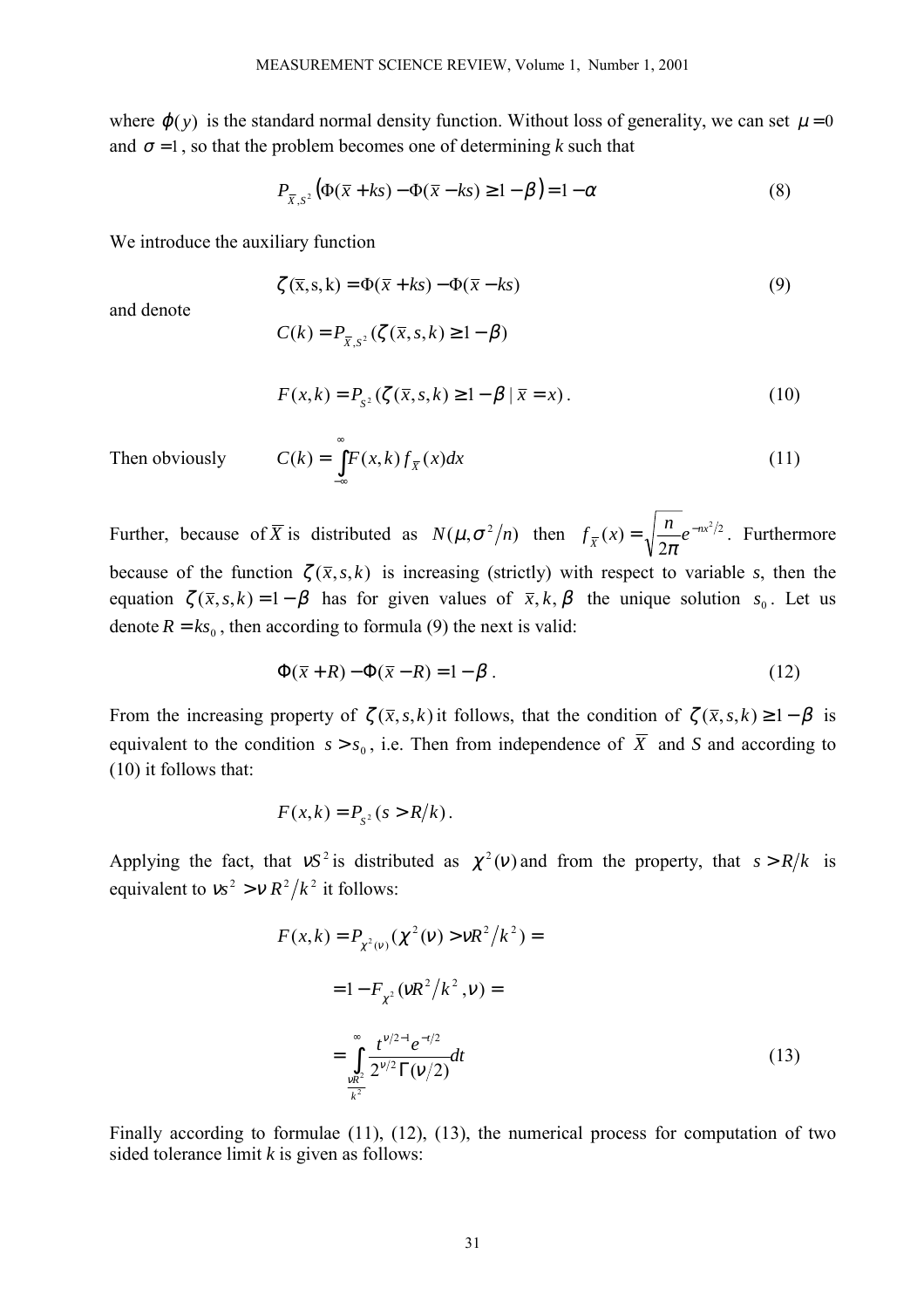where $\varphi(y)$ is the standard normal density function. Without loss of generality, we can set $\mu = 0$ and $\sigma = 1$, so that the problem becomes one of determining *k* such that

$$P_{\bar{x},S^2}\left(\Phi(\bar{x}+ks) - \Phi(\bar{x}-ks) \geq 1-\beta\right) = 1-\alpha \tag{8}$$

We introduce the auxiliary function

$$\zeta(\bar{x},s,k) = \Phi(\bar{x}+ks) - \Phi(\bar{x}-ks) \tag{9}$$

and denote

$$C(k) = P_{\bar{X},S^2}(\zeta(\bar{x},s,k) \geq 1-\beta)$$

$$F(x,k) = P_{S^2}(\zeta(\bar{x},s,k) \geq 1-\beta \mid \bar{x} = x). \tag{10}$$

Then obviously

$$C(k) = \int_{-\infty}^{\infty} F(x,k) f_{\bar{X}}(x) dx \tag{11}$$

Further, because of $\bar{X}$ is distributed as $N(\mu, \sigma^2/n)$ then $f_{\bar{X}}(x) = \sqrt{\frac{n}{2\pi}} e^{-nx^2/2}$. Furthermore because of the function $\zeta(\bar{x},s,k)$ is increasing (strictly) with respect to variable *s*, then the equation $\zeta(\bar{x},s,k) = 1-\beta$ has for given values of $\bar{x}, k, \beta$ the unique solution $s_0$. Let us denote $R = ks_0$, then according to formula (9) the next is valid:

$$\Phi(\bar{x}+R) - \Phi(\bar{x}-R) = 1-\beta. \tag{12}$$

From the increasing property of $\zeta(\bar{x},s,k)$ it follows, that the condition of $\zeta(\bar{x},s,k) \geq 1-\beta$ is equivalent to the condition $s > s_0$, i.e. Then from independence of $\bar{X}$ and *S* and according to (10) it follows that:

$$F(x,k) = P_{S^2}(s > R/k).$$

Applying the fact, that $\nu S^2$ is distributed as $\chi^2(\nu)$ and from the property, that $s > R/k$ is equivalent to $\nu s^2 > \nu R^2/k^2$ it follows:

$$F(x,k) = P_{\chi^2(\nu)}(\chi^2(\nu) > \nu R^2/k^2) =$$

$$= 1 - F_{\chi^2}(\nu R^2/k^2, \nu) =$$

$$= \int_{\frac{\nu R^2}{k^2}}^{\infty} \frac{t^{\nu/2-1} e^{-t/2}}{2^{\nu/2}\Gamma(\nu/2)} dt \tag{13}$$

Finally according to formulae (11), (12), (13), the numerical process for computation of two sided tolerance limit *k* is given as follows: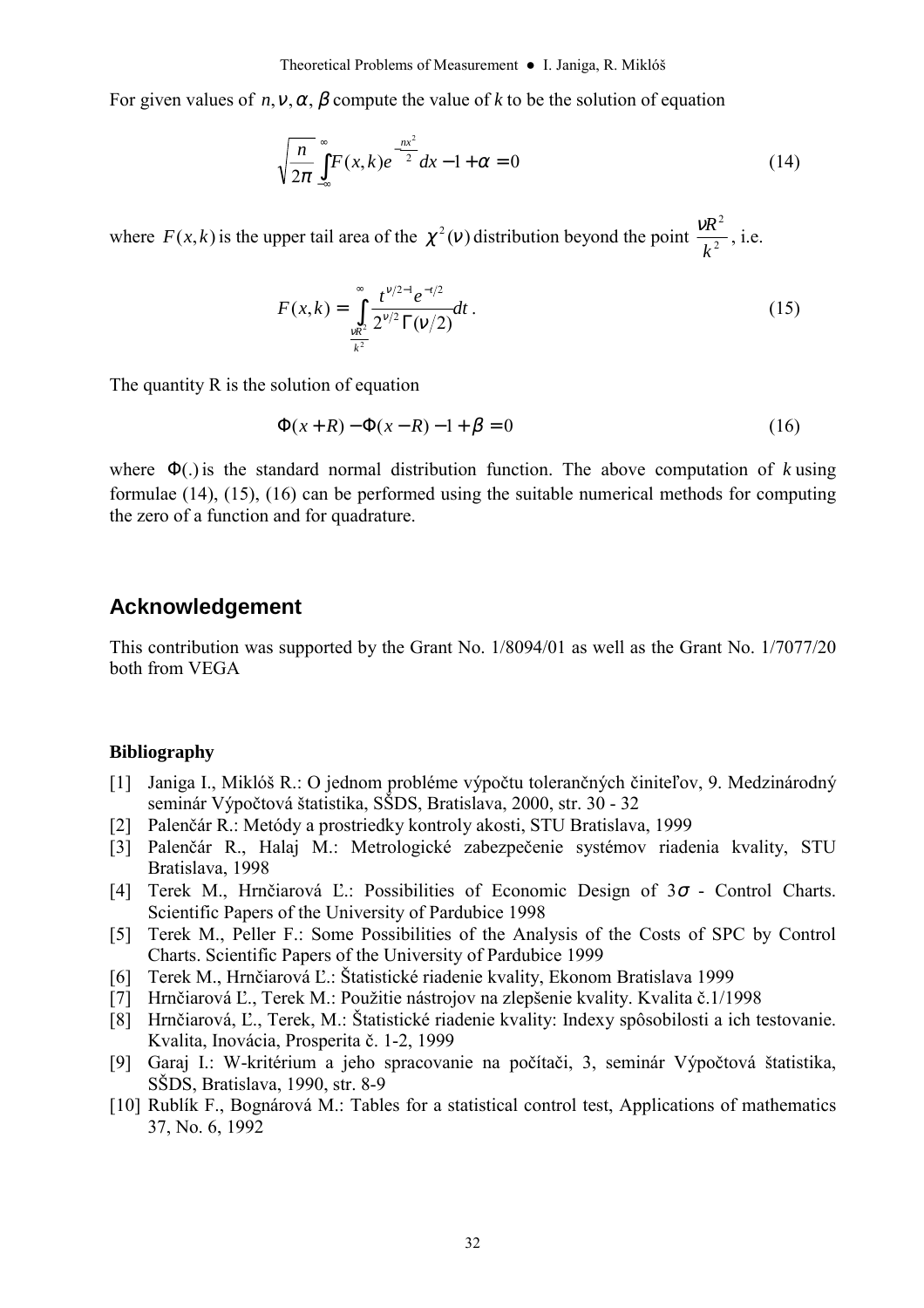For given values of $n, \nu, \alpha, \beta$ compute the value of $k$ to be the solution of equation

$$\sqrt{\frac{n}{2\pi}}\int_{-\infty}^{\infty} F(x,k)e^{-\frac{nx^2}{2}}dx - 1 + \alpha = 0 \tag{14}$$

where $F(x,k)$ is the upper tail area of the $\chi^2(\nu)$ distribution beyond the point $\frac{\nu R^2}{k^2}$, i.e.

$$F(x,k) = \int_{\frac{\nu R^2}{k^2}}^{\infty} \frac{t^{\nu/2-1}e^{-t/2}}{2^{\nu/2}\Gamma(\nu/2)}dt\,. \tag{15}$$

The quantity R is the solution of equation

$$\Phi(x+R) - \Phi(x-R) - 1 + \beta = 0 \tag{16}$$

where $\Phi(.)$ is the standard normal distribution function. The above computation of $k$ using formulae (14), (15), (16) can be performed using the suitable numerical methods for computing the zero of a function and for quadrature.

## Acknowledgement

This contribution was supported by the Grant No. 1/8094/01 as well as the Grant No. 1/7077/20 both from VEGA

### Bibliography

[1] Janiga I., Miklóš R.: O jednom probléme výpočtu tolerančných činiteľov, 9. Medzinárodný seminár Výpočtová štatistika, SŠDS, Bratislava, 2000, str. 30 - 32

[2] Palenčár R.: Metódy a prostriedky kontroly akosti, STU Bratislava, 1999

[3] Palenčár R., Halaj M.: Metrologické zabezpečenie systémov riadenia kvality, STU Bratislava, 1998

[4] Terek M., Hrnčiarová Ľ.: Possibilities of Economic Design of $3\sigma$ - Control Charts. Scientific Papers of the University of Pardubice 1998

[5] Terek M., Peller F.: Some Possibilities of the Analysis of the Costs of SPC by Control Charts. Scientific Papers of the University of Pardubice 1999

[6] Terek M., Hrnčiarová Ľ.: Štatistické riadenie kvality, Ekonom Bratislava 1999

[7] Hrnčiarová Ľ., Terek M.: Použitie nástrojov na zlepšenie kvality. Kvalita č.1/1998

[8] Hrnčiarová, Ľ., Terek, M.: Štatistické riadenie kvality: Indexy spôsobilosti a ich testovanie. Kvalita, Inovácia, Prosperita č. 1-2, 1999

[9] Garaj I.: W-kritérium a jeho spracovanie na počítači, 3, seminár Výpočtová štatistika, SŠDS, Bratislava, 1990, str. 8-9

[10] Rublík F., Bognárová M.: Tables for a statistical control test, Applications of mathematics 37, No. 6, 1992